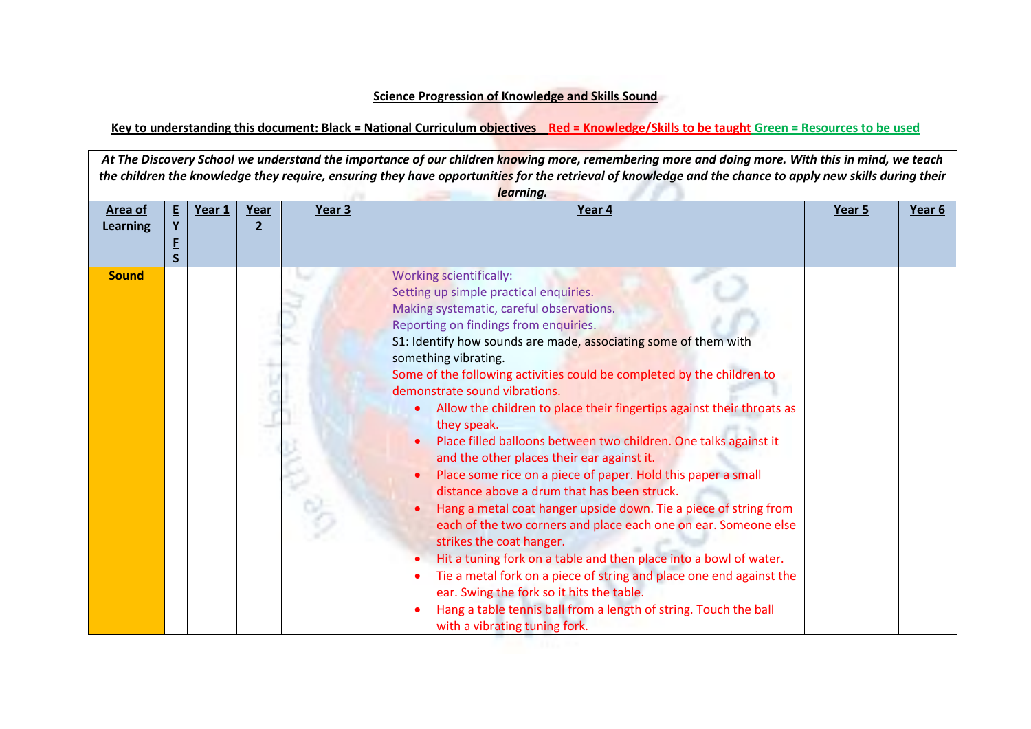**Science Progression of Knowledge and Skills Sound**

**Key to understanding this document: Black = National Curriculum objectives Red = Knowledge/Skills to be taught Green = Resources to be used**

***At The Discovery School we understand the importance of our children knowing more, remembering more and doing more. With this in mind, we teach the children the knowledge they require, ensuring they have opportunities for the retrieval of knowledge and the chance to apply new skills during their learning.***

| Area of Learning | EYFS | Year 1 | Year 2 | Year 3 | Year 4 | Year 5 | Year 6 |
|---|---|---|---|---|---|---|---|
| **Sound** | | | | | Working scientifically:<br>Setting up simple practical enquiries.<br>Making systematic, careful observations.<br>Reporting on findings from enquiries.<br>S1: Identify how sounds are made, associating some of them with something vibrating.<br>Some of the following activities could be completed by the children to demonstrate sound vibrations.<br>• Allow the children to place their fingertips against their throats as they speak.<br>• Place filled balloons between two children. One talks against it and the other places their ear against it.<br>• Place some rice on a piece of paper. Hold this paper a small distance above a drum that has been struck.<br>• Hang a metal coat hanger upside down. Tie a piece of string from each of the two corners and place each one on ear. Someone else strikes the coat hanger.<br>• Hit a tuning fork on a table and then place into a bowl of water.<br>• Tie a metal fork on a piece of string and place one end against the ear. Swing the fork so it hits the table.<br>• Hang a table tennis ball from a length of string. Touch the ball with a vibrating tuning fork. | | |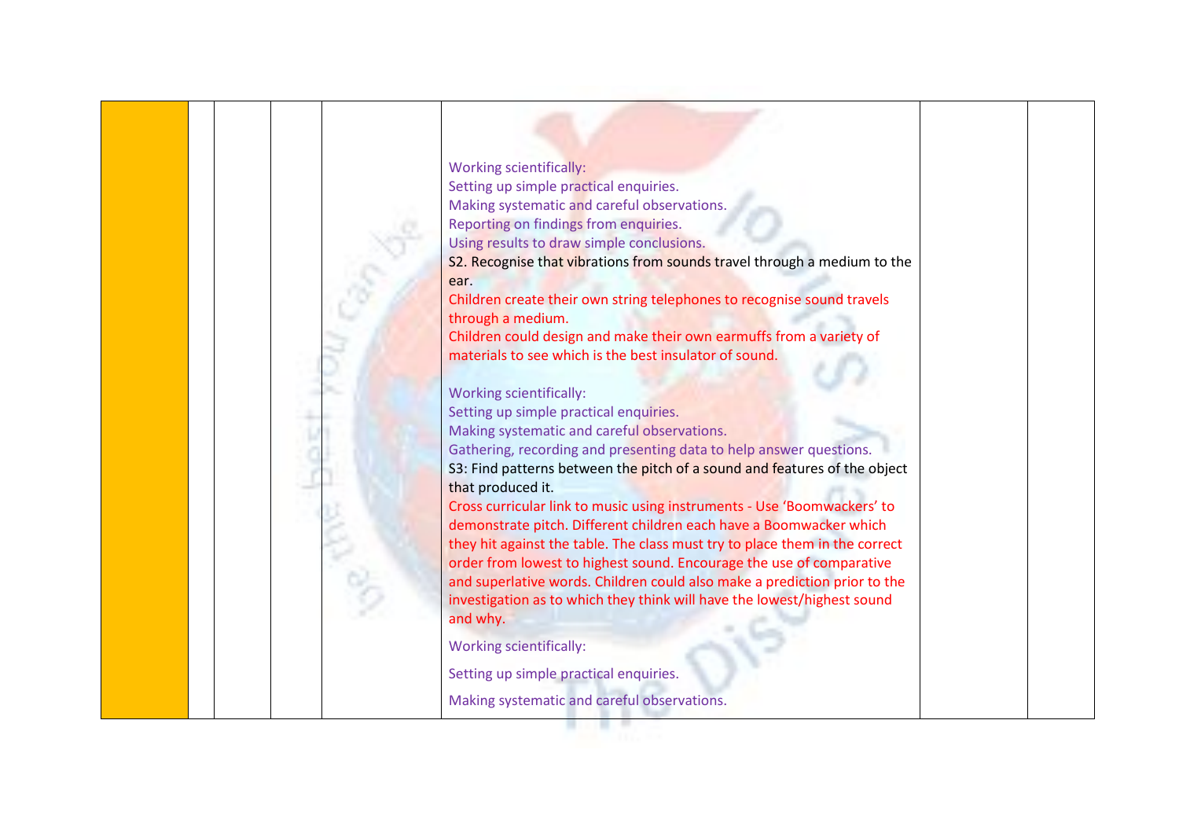| | | | | | | | |
|---|---|---|---|---|---|---|---|
| | | | | | Working scientifically:<br>Setting up simple practical enquiries.<br>Making systematic and careful observations.<br>Reporting on findings from enquiries.<br>Using results to draw simple conclusions.<br>S2. Recognise that vibrations from sounds travel through a medium to the ear.<br>Children create their own string telephones to recognise sound travels through a medium.<br>Children could design and make their own earmuffs from a variety of materials to see which is the best insulator of sound.<br><br>Working scientifically:<br>Setting up simple practical enquiries.<br>Making systematic and careful observations.<br>Gathering, recording and presenting data to help answer questions.<br>S3: Find patterns between the pitch of a sound and features of the object that produced it.<br>Cross curricular link to music using instruments - Use 'Boomwackers' to demonstrate pitch. Different children each have a Boomwacker which they hit against the table. The class must try to place them in the correct order from lowest to highest sound. Encourage the use of comparative and superlative words. Children could also make a prediction prior to the investigation as to which they think will have the lowest/highest sound and why.<br>Working scientifically:<br>Setting up simple practical enquiries.<br>Making systematic and careful observations. | | |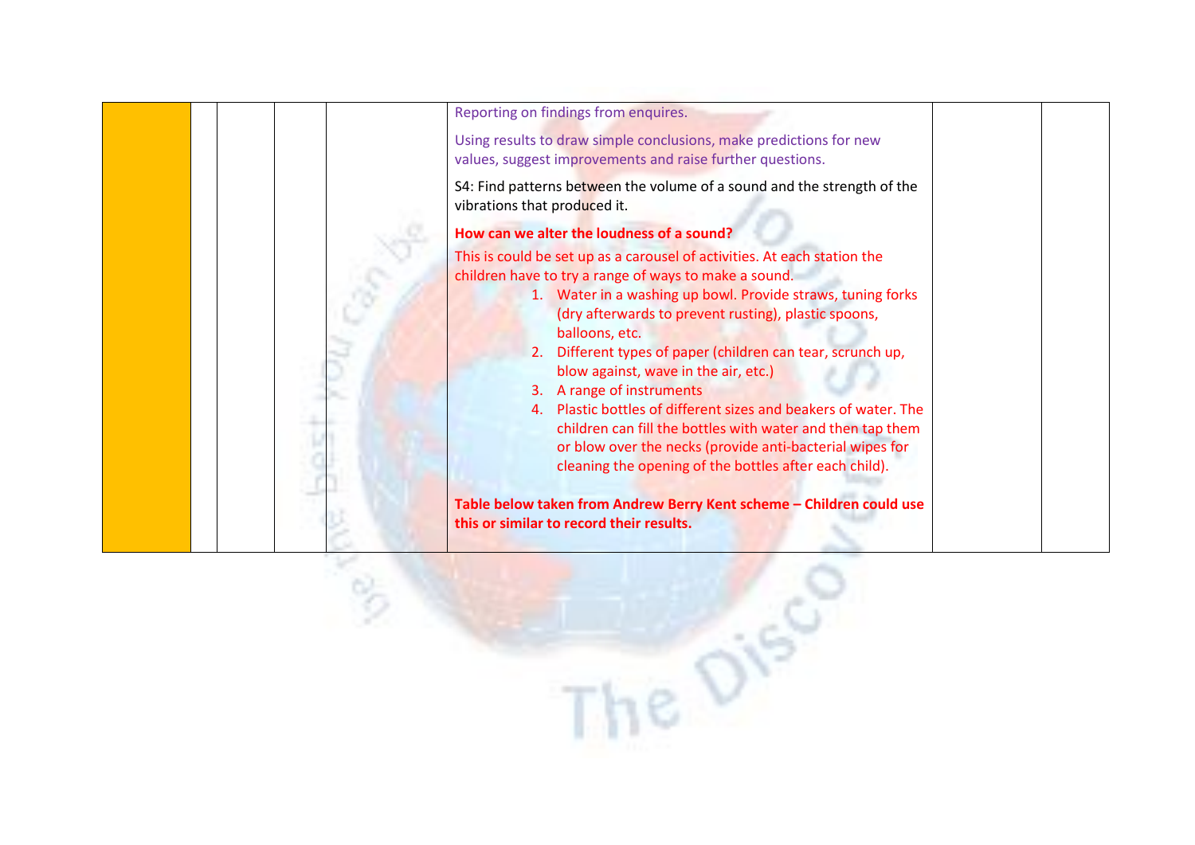| | | | | | | | |
|---|---|---|---|---|---|---|---|
| | | | | | Reporting on findings from enquires.<br><br>Using results to draw simple conclusions, make predictions for new values, suggest improvements and raise further questions.<br><br>S4: Find patterns between the volume of a sound and the strength of the vibrations that produced it.<br><br>**How can we alter the loudness of a sound?**<br><br>This is could be set up as a carousel of activities. At each station the children have to try a range of ways to make a sound.<br>1. Water in a washing up bowl. Provide straws, tuning forks (dry afterwards to prevent rusting), plastic spoons, balloons, etc.<br>2. Different types of paper (children can tear, scrunch up, blow against, wave in the air, etc.)<br>3. A range of instruments<br>4. Plastic bottles of different sizes and beakers of water. The children can fill the bottles with water and then tap them or blow over the necks (provide anti-bacterial wipes for cleaning the opening of the bottles after each child).<br><br>**Table below taken from Andrew Berry Kent scheme – Children could use this or similar to record their results.** | | |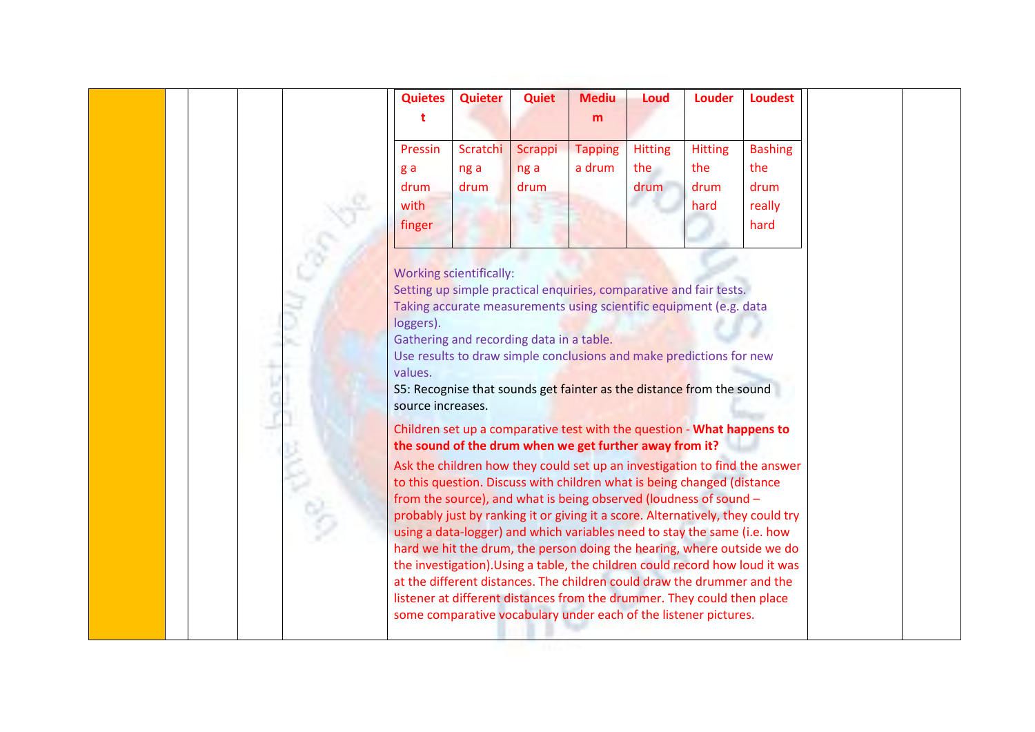| Quietest | Quieter | Quiet | Medium | Loud | Louder | Loudest |
|---|---|---|---|---|---|---|
| Pressing a drum with finger | Scratching a drum | Scrapping a drum | Tapping a drum | Hitting the drum | Hitting the drum hard | Bashing the drum really hard |

Working scientifically:
Setting up simple practical enquiries, comparative and fair tests.
Taking accurate measurements using scientific equipment (e.g. data loggers).
Gathering and recording data in a table.
Use results to draw simple conclusions and make predictions for new values.
S5: Recognise that sounds get fainter as the distance from the sound source increases.

Children set up a comparative test with the question - **What happens to the sound of the drum when we get further away from it?**

Ask the children how they could set up an investigation to find the answer to this question. Discuss with children what is being changed (distance from the source), and what is being observed (loudness of sound – probably just by ranking it or giving it a score. Alternatively, they could try using a data-logger) and which variables need to stay the same (i.e. how hard we hit the drum, the person doing the hearing, where outside we do the investigation).Using a table, the children could record how loud it was at the different distances. The children could draw the drummer and the listener at different distances from the drummer. They could then place some comparative vocabulary under each of the listener pictures.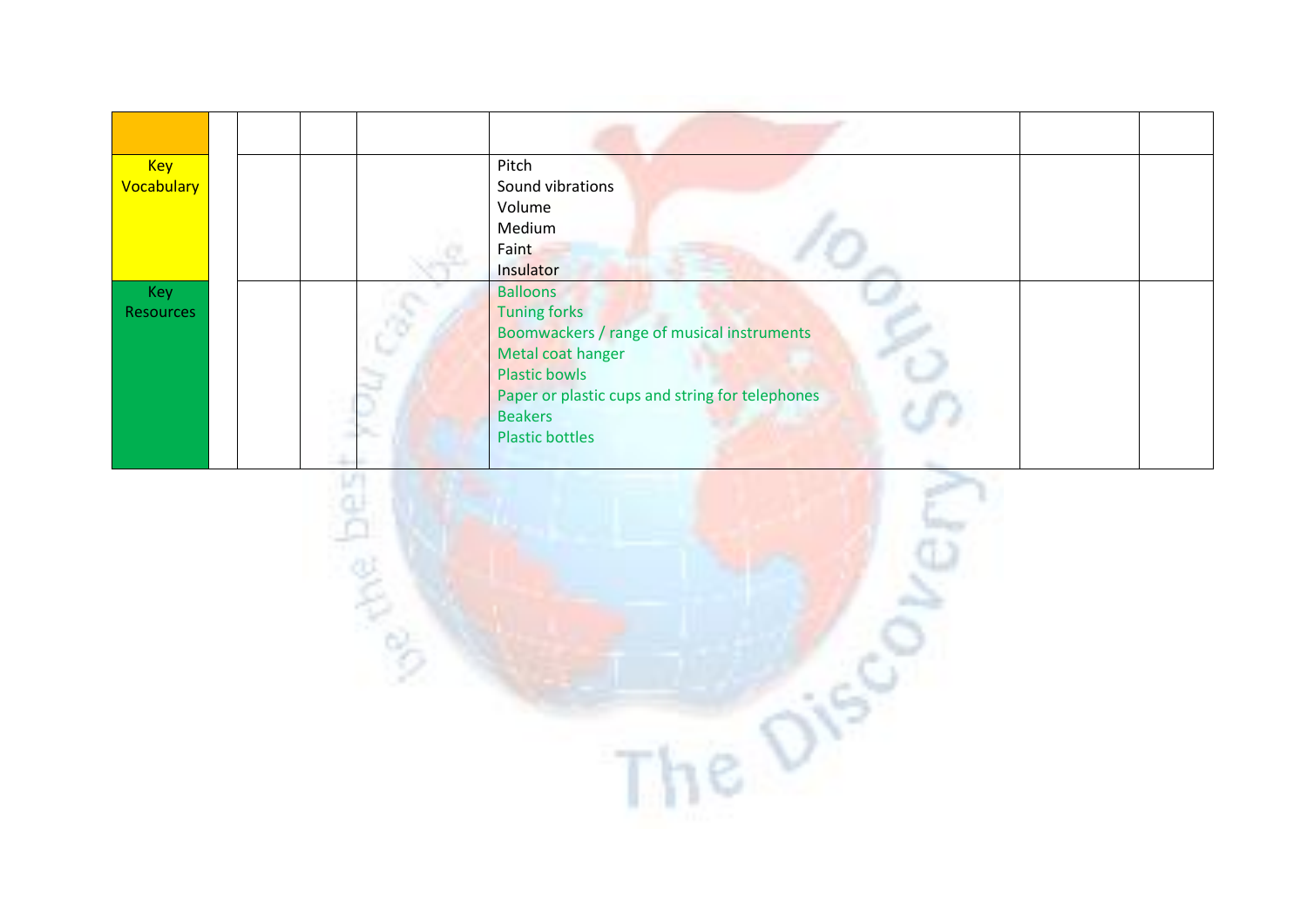| | | | | | | | |
|---|---|---|---|---|---|---|---|
| | | | | | | | |
| Key Vocabulary | | | | | Pitch<br>Sound vibrations<br>Volume<br>Medium<br>Faint<br>Insulator | | |
| Key Resources | | | | | Balloons<br>Tuning forks<br>Boomwackers / range of musical instruments<br>Metal coat hanger<br>Plastic bowls<br>Paper or plastic cups and string for telephones<br>Beakers<br>Plastic bottles | | |